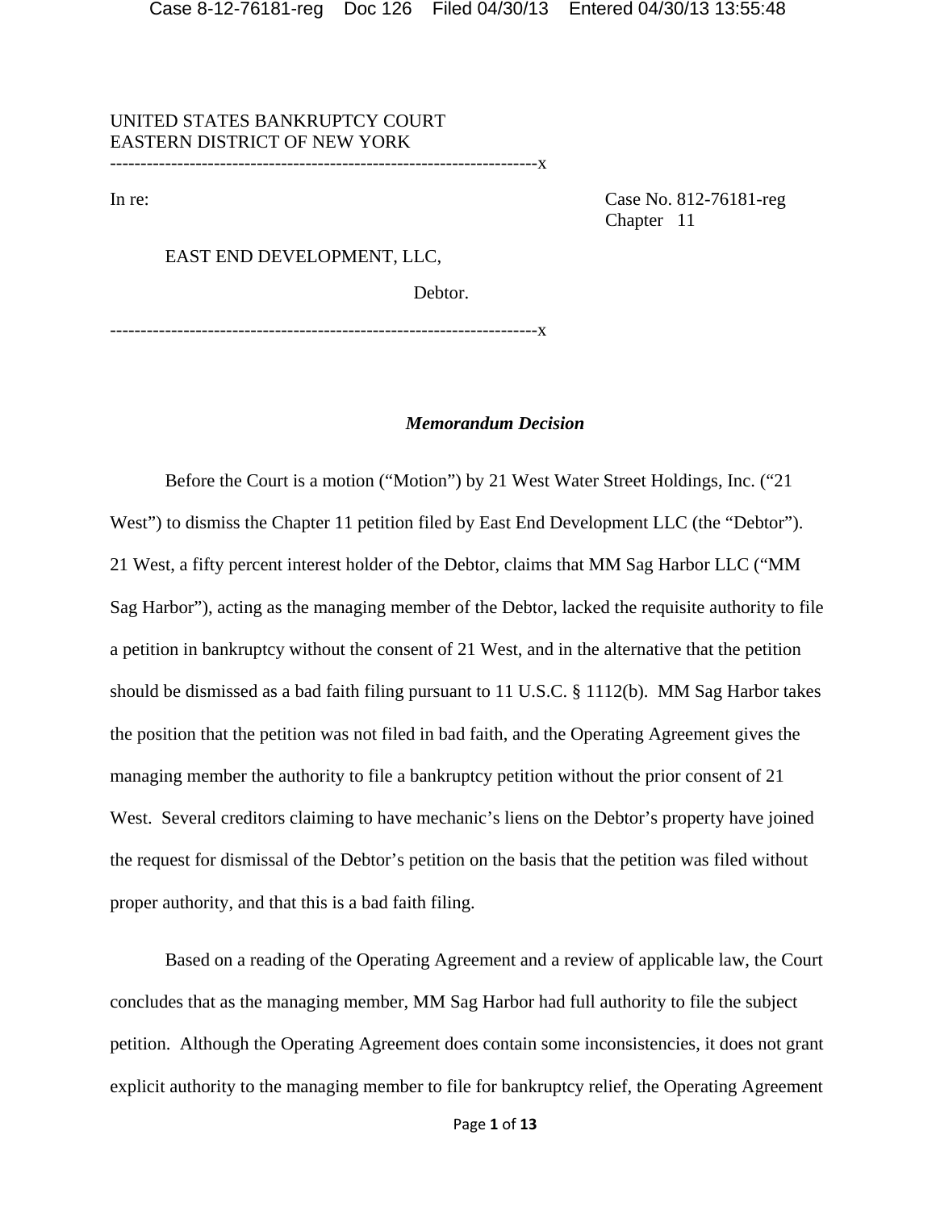UNITED STATES BANKRUPTCY COURT
EASTERN DISTRICT OF NEW YORK
---------------------------------------------------------------------x

In re: Case No. 812-76181-reg
Chapter 11

EAST END DEVELOPMENT, LLC,

Debtor.

---------------------------------------------------------------------x

***Memorandum Decision***

Before the Court is a motion ("Motion") by 21 West Water Street Holdings, Inc. ("21 West") to dismiss the Chapter 11 petition filed by East End Development LLC (the "Debtor"). 21 West, a fifty percent interest holder of the Debtor, claims that MM Sag Harbor LLC ("MM Sag Harbor"), acting as the managing member of the Debtor, lacked the requisite authority to file a petition in bankruptcy without the consent of 21 West, and in the alternative that the petition should be dismissed as a bad faith filing pursuant to 11 U.S.C. § 1112(b). MM Sag Harbor takes the position that the petition was not filed in bad faith, and the Operating Agreement gives the managing member the authority to file a bankruptcy petition without the prior consent of 21 West. Several creditors claiming to have mechanic's liens on the Debtor's property have joined the request for dismissal of the Debtor's petition on the basis that the petition was filed without proper authority, and that this is a bad faith filing.

Based on a reading of the Operating Agreement and a review of applicable law, the Court concludes that as the managing member, MM Sag Harbor had full authority to file the subject petition. Although the Operating Agreement does contain some inconsistencies, it does not grant explicit authority to the managing member to file for bankruptcy relief, the Operating Agreement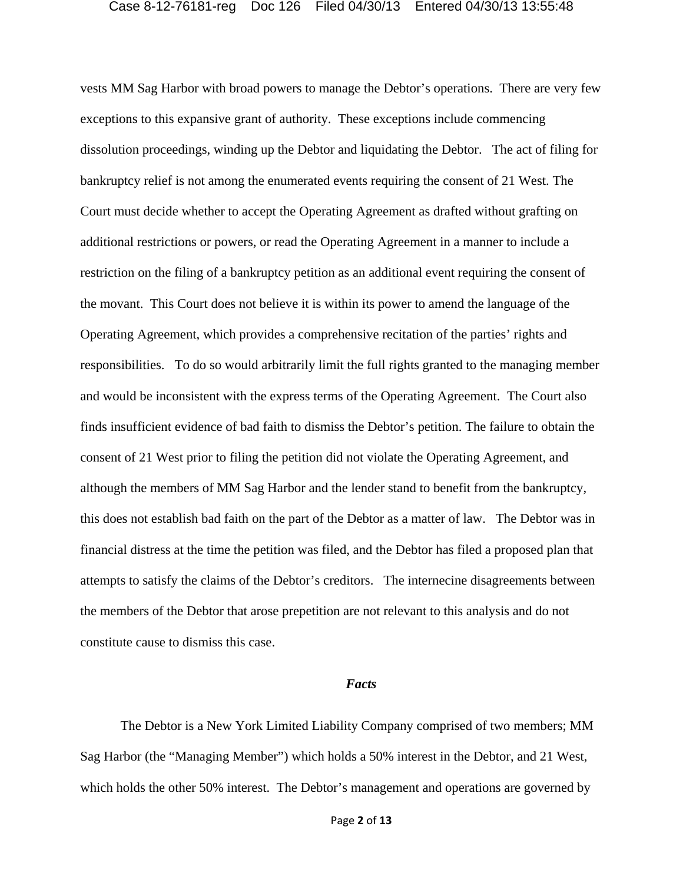vests MM Sag Harbor with broad powers to manage the Debtor's operations. There are very few exceptions to this expansive grant of authority. These exceptions include commencing dissolution proceedings, winding up the Debtor and liquidating the Debtor. The act of filing for bankruptcy relief is not among the enumerated events requiring the consent of 21 West. The Court must decide whether to accept the Operating Agreement as drafted without grafting on additional restrictions or powers, or read the Operating Agreement in a manner to include a restriction on the filing of a bankruptcy petition as an additional event requiring the consent of the movant. This Court does not believe it is within its power to amend the language of the Operating Agreement, which provides a comprehensive recitation of the parties' rights and responsibilities. To do so would arbitrarily limit the full rights granted to the managing member and would be inconsistent with the express terms of the Operating Agreement. The Court also finds insufficient evidence of bad faith to dismiss the Debtor's petition. The failure to obtain the consent of 21 West prior to filing the petition did not violate the Operating Agreement, and although the members of MM Sag Harbor and the lender stand to benefit from the bankruptcy, this does not establish bad faith on the part of the Debtor as a matter of law. The Debtor was in financial distress at the time the petition was filed, and the Debtor has filed a proposed plan that attempts to satisfy the claims of the Debtor's creditors. The internecine disagreements between the members of the Debtor that arose prepetition are not relevant to this analysis and do not constitute cause to dismiss this case.

## *Facts*

The Debtor is a New York Limited Liability Company comprised of two members; MM Sag Harbor (the "Managing Member") which holds a 50% interest in the Debtor, and 21 West, which holds the other 50% interest. The Debtor's management and operations are governed by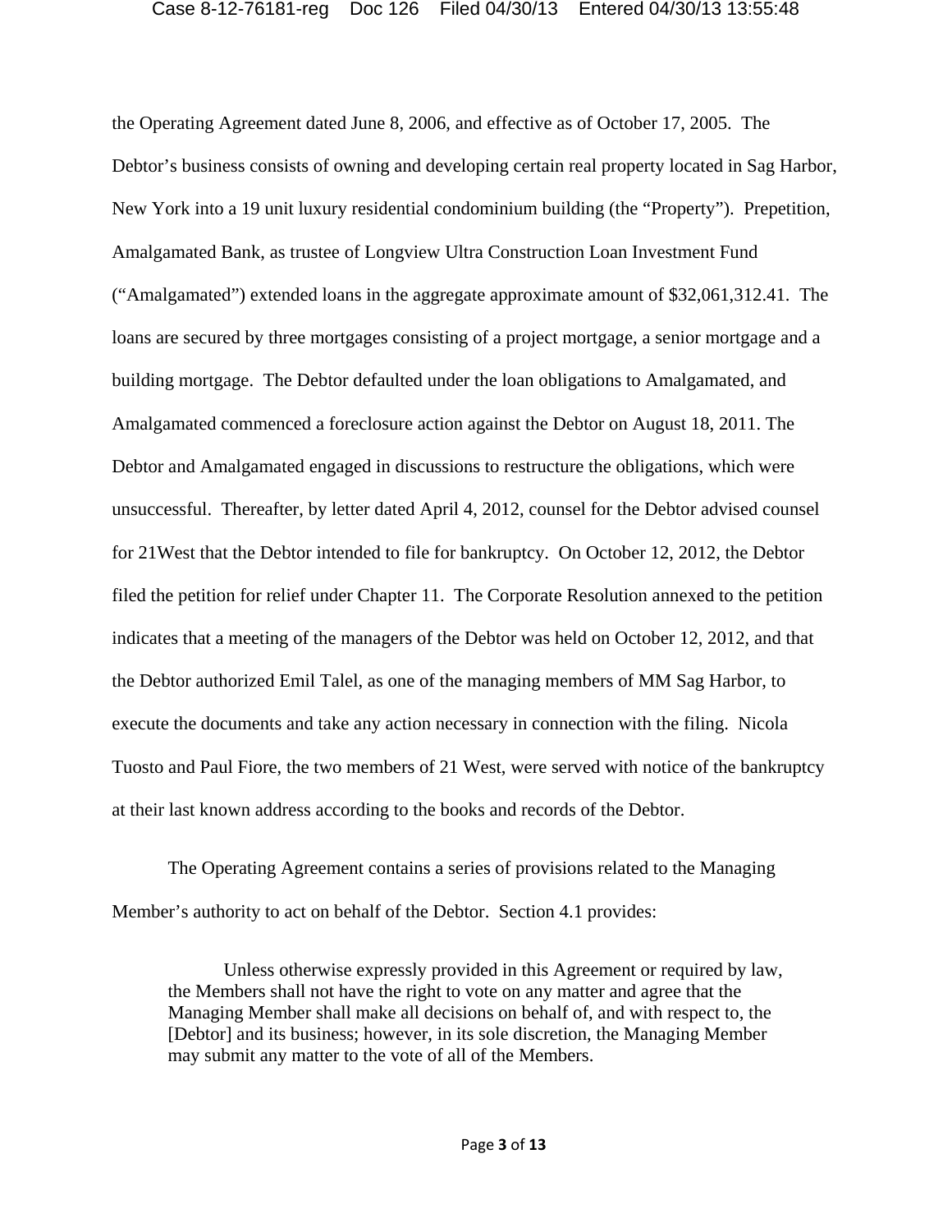the Operating Agreement dated June 8, 2006, and effective as of October 17, 2005. The Debtor's business consists of owning and developing certain real property located in Sag Harbor, New York into a 19 unit luxury residential condominium building (the "Property"). Prepetition, Amalgamated Bank, as trustee of Longview Ultra Construction Loan Investment Fund ("Amalgamated") extended loans in the aggregate approximate amount of $32,061,312.41. The loans are secured by three mortgages consisting of a project mortgage, a senior mortgage and a building mortgage. The Debtor defaulted under the loan obligations to Amalgamated, and Amalgamated commenced a foreclosure action against the Debtor on August 18, 2011. The Debtor and Amalgamated engaged in discussions to restructure the obligations, which were unsuccessful. Thereafter, by letter dated April 4, 2012, counsel for the Debtor advised counsel for 21West that the Debtor intended to file for bankruptcy. On October 12, 2012, the Debtor filed the petition for relief under Chapter 11. The Corporate Resolution annexed to the petition indicates that a meeting of the managers of the Debtor was held on October 12, 2012, and that the Debtor authorized Emil Talel, as one of the managing members of MM Sag Harbor, to execute the documents and take any action necessary in connection with the filing. Nicola Tuosto and Paul Fiore, the two members of 21 West, were served with notice of the bankruptcy at their last known address according to the books and records of the Debtor.

The Operating Agreement contains a series of provisions related to the Managing Member's authority to act on behalf of the Debtor. Section 4.1 provides:

> Unless otherwise expressly provided in this Agreement or required by law, the Members shall not have the right to vote on any matter and agree that the Managing Member shall make all decisions on behalf of, and with respect to, the [Debtor] and its business; however, in its sole discretion, the Managing Member may submit any matter to the vote of all of the Members.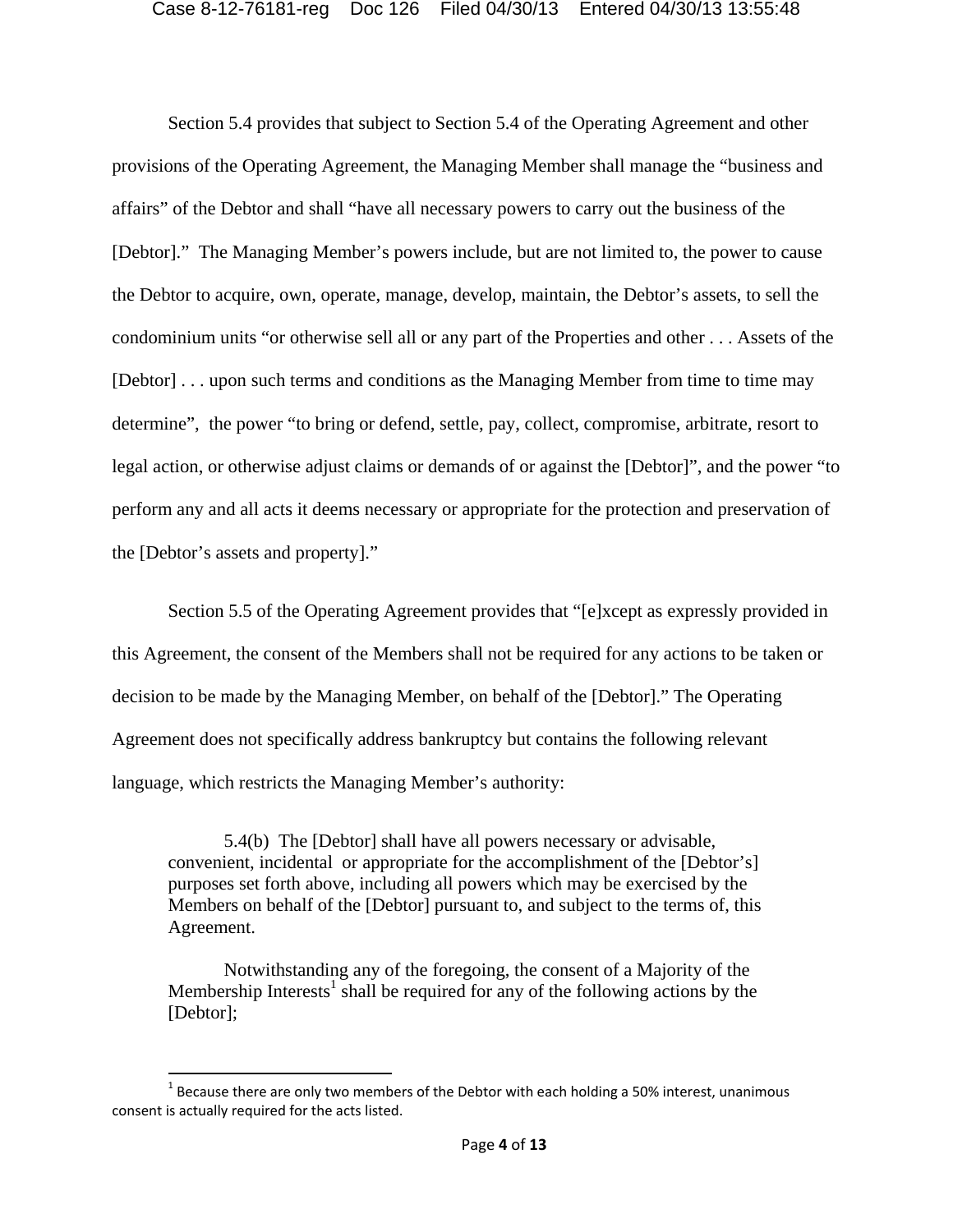Section 5.4 provides that subject to Section 5.4 of the Operating Agreement and other provisions of the Operating Agreement, the Managing Member shall manage the "business and affairs" of the Debtor and shall "have all necessary powers to carry out the business of the [Debtor]." The Managing Member's powers include, but are not limited to, the power to cause the Debtor to acquire, own, operate, manage, develop, maintain, the Debtor's assets, to sell the condominium units "or otherwise sell all or any part of the Properties and other . . . Assets of the [Debtor] . . . upon such terms and conditions as the Managing Member from time to time may determine", the power "to bring or defend, settle, pay, collect, compromise, arbitrate, resort to legal action, or otherwise adjust claims or demands of or against the [Debtor]", and the power "to perform any and all acts it deems necessary or appropriate for the protection and preservation of the [Debtor's assets and property]."

Section 5.5 of the Operating Agreement provides that "[e]xcept as expressly provided in this Agreement, the consent of the Members shall not be required for any actions to be taken or decision to be made by the Managing Member, on behalf of the [Debtor]." The Operating Agreement does not specifically address bankruptcy but contains the following relevant language, which restricts the Managing Member's authority:

> 5.4(b) The [Debtor] shall have all powers necessary or advisable, convenient, incidental or appropriate for the accomplishment of the [Debtor's] purposes set forth above, including all powers which may be exercised by the Members on behalf of the [Debtor] pursuant to, and subject to the terms of, this Agreement.
>
> Notwithstanding any of the foregoing, the consent of a Majority of the Membership Interests[1] shall be required for any of the following actions by the [Debtor];

[1] Because there are only two members of the Debtor with each holding a 50% interest, unanimous consent is actually required for the acts listed.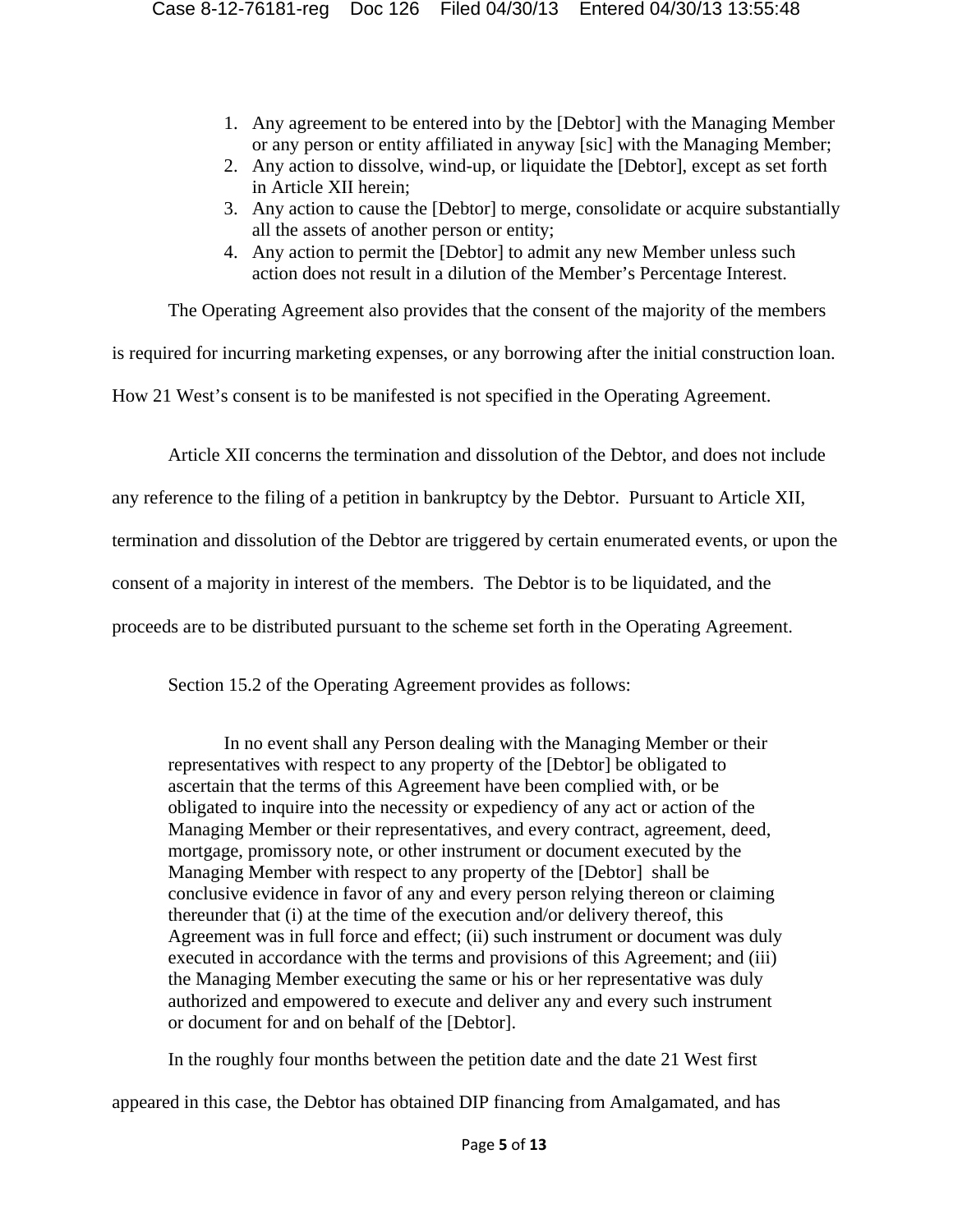1. Any agreement to be entered into by the [Debtor] with the Managing Member or any person or entity affiliated in anyway [sic] with the Managing Member;
2. Any action to dissolve, wind-up, or liquidate the [Debtor], except as set forth in Article XII herein;
3. Any action to cause the [Debtor] to merge, consolidate or acquire substantially all the assets of another person or entity;
4. Any action to permit the [Debtor] to admit any new Member unless such action does not result in a dilution of the Member's Percentage Interest.

The Operating Agreement also provides that the consent of the majority of the members is required for incurring marketing expenses, or any borrowing after the initial construction loan. How 21 West's consent is to be manifested is not specified in the Operating Agreement.

Article XII concerns the termination and dissolution of the Debtor, and does not include any reference to the filing of a petition in bankruptcy by the Debtor. Pursuant to Article XII, termination and dissolution of the Debtor are triggered by certain enumerated events, or upon the consent of a majority in interest of the members. The Debtor is to be liquidated, and the proceeds are to be distributed pursuant to the scheme set forth in the Operating Agreement.

Section 15.2 of the Operating Agreement provides as follows:

> In no event shall any Person dealing with the Managing Member or their representatives with respect to any property of the [Debtor] be obligated to ascertain that the terms of this Agreement have been complied with, or be obligated to inquire into the necessity or expediency of any act or action of the Managing Member or their representatives, and every contract, agreement, deed, mortgage, promissory note, or other instrument or document executed by the Managing Member with respect to any property of the [Debtor] shall be conclusive evidence in favor of any and every person relying thereon or claiming thereunder that (i) at the time of the execution and/or delivery thereof, this Agreement was in full force and effect; (ii) such instrument or document was duly executed in accordance with the terms and provisions of this Agreement; and (iii) the Managing Member executing the same or his or her representative was duly authorized and empowered to execute and deliver any and every such instrument or document for and on behalf of the [Debtor].

In the roughly four months between the petition date and the date 21 West first appeared in this case, the Debtor has obtained DIP financing from Amalgamated, and has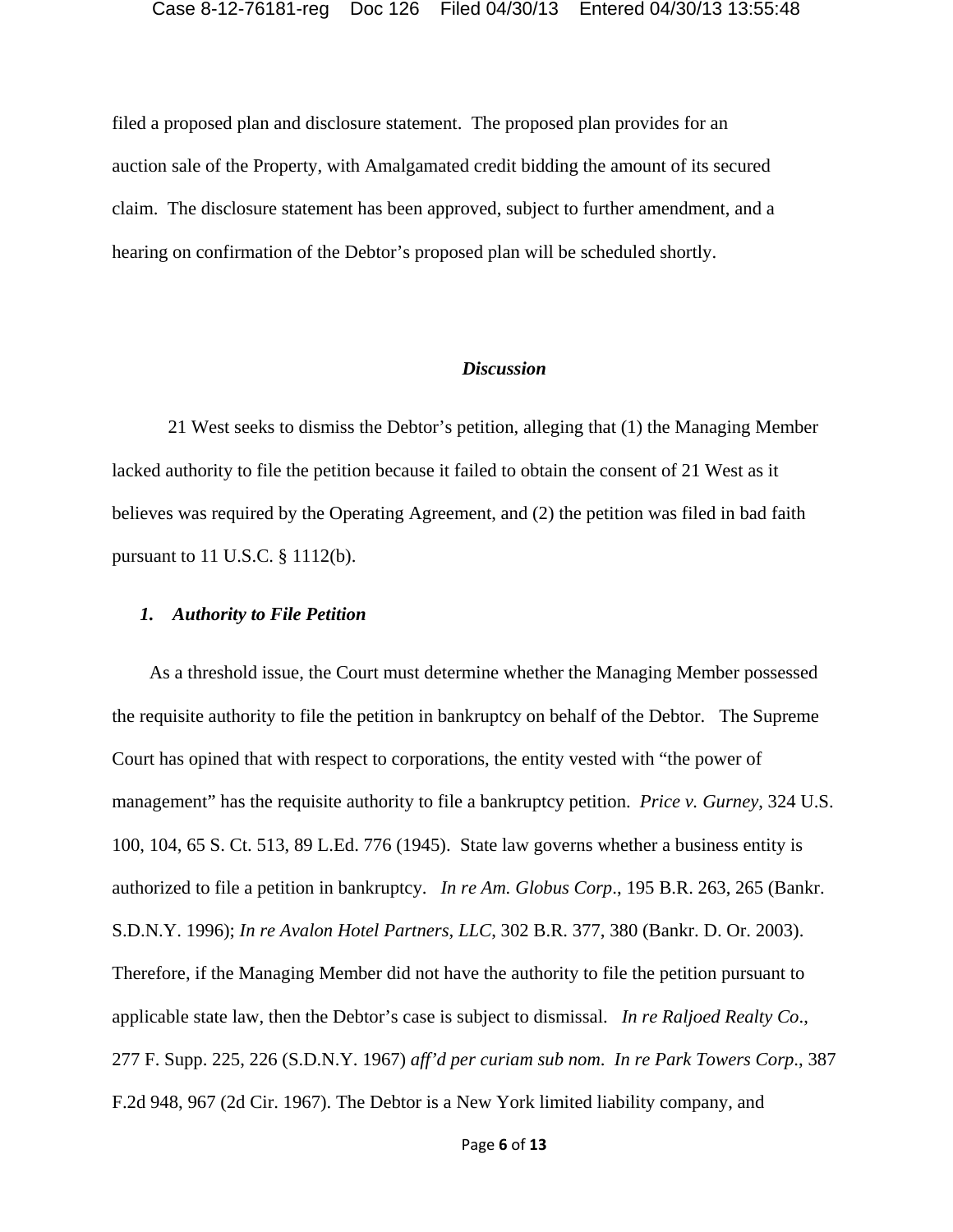filed a proposed plan and disclosure statement. The proposed plan provides for an auction sale of the Property, with Amalgamated credit bidding the amount of its secured claim. The disclosure statement has been approved, subject to further amendment, and a hearing on confirmation of the Debtor's proposed plan will be scheduled shortly.

## *Discussion*

21 West seeks to dismiss the Debtor's petition, alleging that (1) the Managing Member lacked authority to file the petition because it failed to obtain the consent of 21 West as it believes was required by the Operating Agreement, and (2) the petition was filed in bad faith pursuant to 11 U.S.C. § 1112(b).

### *1. Authority to File Petition*

As a threshold issue, the Court must determine whether the Managing Member possessed the requisite authority to file the petition in bankruptcy on behalf of the Debtor. The Supreme Court has opined that with respect to corporations, the entity vested with "the power of management" has the requisite authority to file a bankruptcy petition. *Price v. Gurney*, 324 U.S. 100, 104, 65 S. Ct. 513, 89 L.Ed. 776 (1945). State law governs whether a business entity is authorized to file a petition in bankruptcy. *In re Am. Globus Corp*., 195 B.R. 263, 265 (Bankr. S.D.N.Y. 1996); *In re Avalon Hotel Partners, LLC*, 302 B.R. 377, 380 (Bankr. D. Or. 2003). Therefore, if the Managing Member did not have the authority to file the petition pursuant to applicable state law, then the Debtor's case is subject to dismissal. *In re Raljoed Realty Co*., 277 F. Supp. 225, 226 (S.D.N.Y. 1967) *aff'd per curiam sub nom. In re Park Towers Corp*., 387 F.2d 948, 967 (2d Cir. 1967). The Debtor is a New York limited liability company, and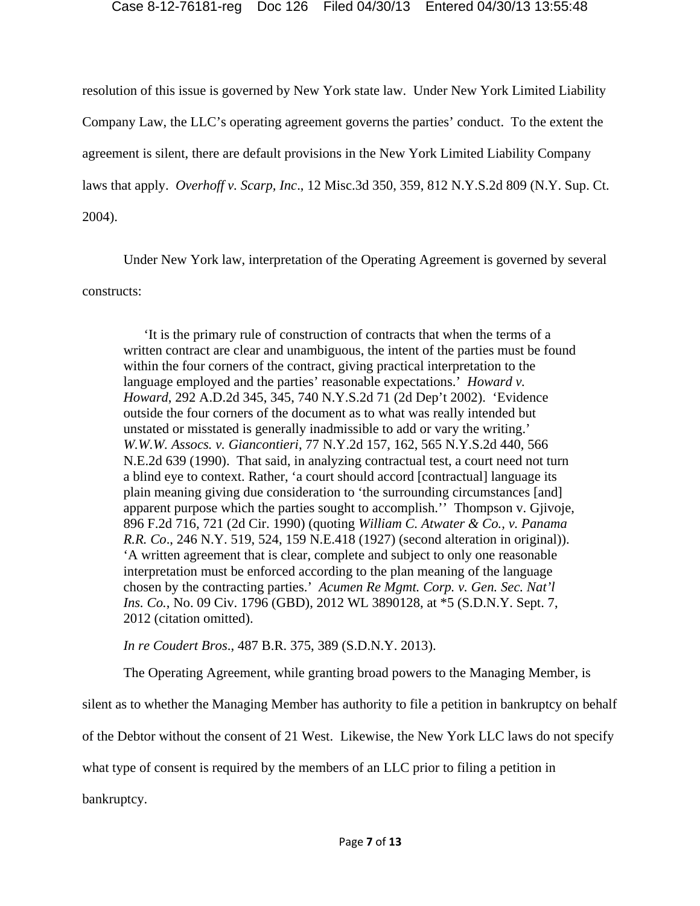resolution of this issue is governed by New York state law. Under New York Limited Liability Company Law, the LLC's operating agreement governs the parties' conduct. To the extent the agreement is silent, there are default provisions in the New York Limited Liability Company laws that apply. *Overhoff v. Scarp, Inc*., 12 Misc.3d 350, 359, 812 N.Y.S.2d 809 (N.Y. Sup. Ct. 2004).

Under New York law, interpretation of the Operating Agreement is governed by several constructs:

> 'It is the primary rule of construction of contracts that when the terms of a written contract are clear and unambiguous, the intent of the parties must be found within the four corners of the contract, giving practical interpretation to the language employed and the parties' reasonable expectations.' *Howard v. Howard*, 292 A.D.2d 345, 345, 740 N.Y.S.2d 71 (2d Dep't 2002). 'Evidence outside the four corners of the document as to what was really intended but unstated or misstated is generally inadmissible to add or vary the writing.' *W.W.W. Assocs. v. Giancontieri*, 77 N.Y.2d 157, 162, 565 N.Y.S.2d 440, 566 N.E.2d 639 (1990). That said, in analyzing contractual test, a court need not turn a blind eye to context. Rather, 'a court should accord [contractual] language its plain meaning giving due consideration to 'the surrounding circumstances [and] apparent purpose which the parties sought to accomplish.'' Thompson v. Gjivoje, 896 F.2d 716, 721 (2d Cir. 1990) (quoting *William C. Atwater & Co., v. Panama R.R. Co*., 246 N.Y. 519, 524, 159 N.E.418 (1927) (second alteration in original)). 'A written agreement that is clear, complete and subject to only one reasonable interpretation must be enforced according to the plan meaning of the language chosen by the contracting parties.' *Acumen Re Mgmt. Corp. v. Gen. Sec. Nat'l Ins. Co.*, No. 09 Civ. 1796 (GBD), 2012 WL 3890128, at *5 (S.D.N.Y. Sept. 7, 2012 (citation omitted).
>
> *In re Coudert Bros*., 487 B.R. 375, 389 (S.D.N.Y. 2013).

The Operating Agreement, while granting broad powers to the Managing Member, is silent as to whether the Managing Member has authority to file a petition in bankruptcy on behalf of the Debtor without the consent of 21 West. Likewise, the New York LLC laws do not specify what type of consent is required by the members of an LLC prior to filing a petition in bankruptcy.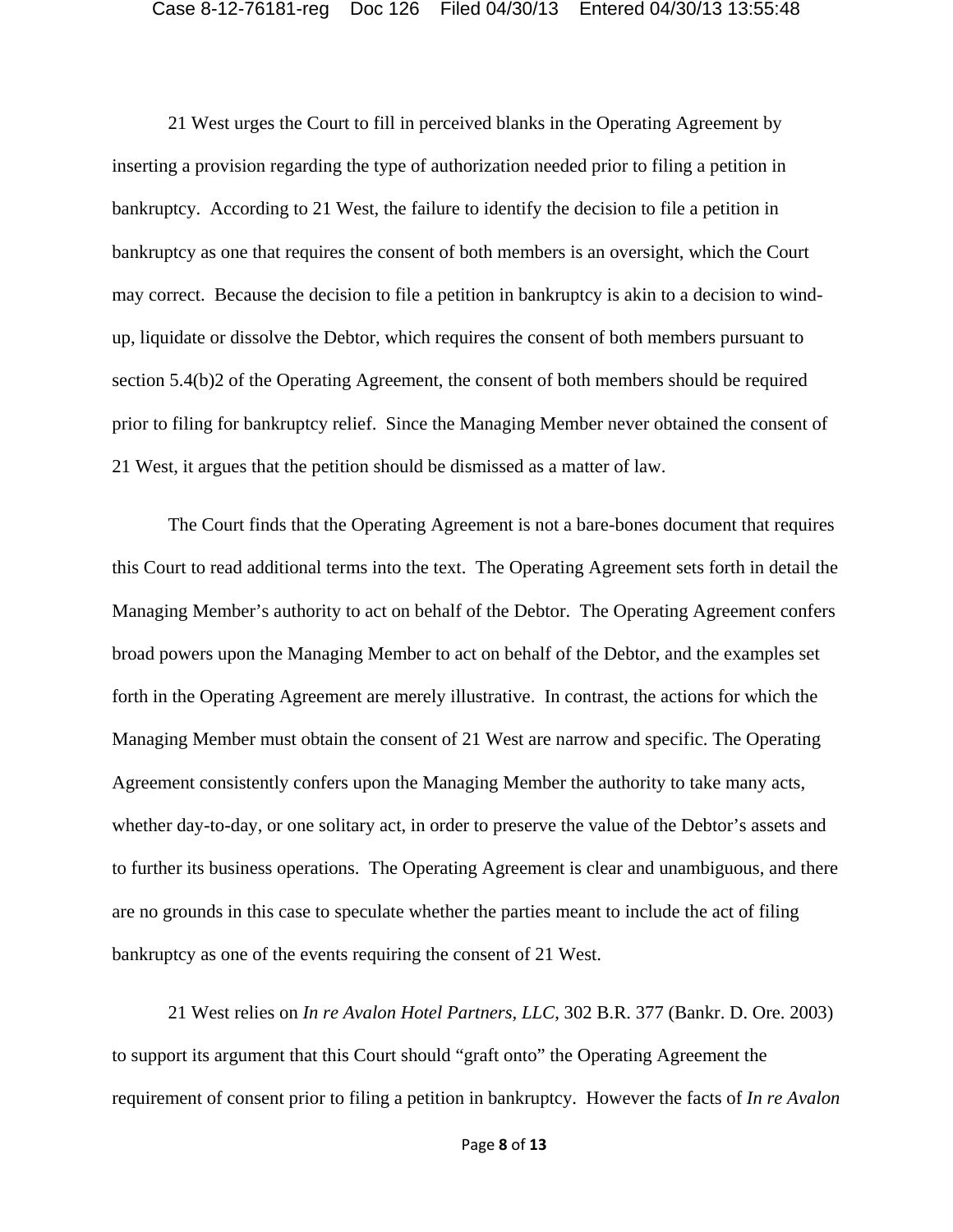21 West urges the Court to fill in perceived blanks in the Operating Agreement by inserting a provision regarding the type of authorization needed prior to filing a petition in bankruptcy. According to 21 West, the failure to identify the decision to file a petition in bankruptcy as one that requires the consent of both members is an oversight, which the Court may correct. Because the decision to file a petition in bankruptcy is akin to a decision to wind-up, liquidate or dissolve the Debtor, which requires the consent of both members pursuant to section 5.4(b)2 of the Operating Agreement, the consent of both members should be required prior to filing for bankruptcy relief. Since the Managing Member never obtained the consent of 21 West, it argues that the petition should be dismissed as a matter of law.

The Court finds that the Operating Agreement is not a bare-bones document that requires this Court to read additional terms into the text. The Operating Agreement sets forth in detail the Managing Member's authority to act on behalf of the Debtor. The Operating Agreement confers broad powers upon the Managing Member to act on behalf of the Debtor, and the examples set forth in the Operating Agreement are merely illustrative. In contrast, the actions for which the Managing Member must obtain the consent of 21 West are narrow and specific. The Operating Agreement consistently confers upon the Managing Member the authority to take many acts, whether day-to-day, or one solitary act, in order to preserve the value of the Debtor's assets and to further its business operations. The Operating Agreement is clear and unambiguous, and there are no grounds in this case to speculate whether the parties meant to include the act of filing bankruptcy as one of the events requiring the consent of 21 West.

21 West relies on *In re Avalon Hotel Partners, LLC*, 302 B.R. 377 (Bankr. D. Ore. 2003) to support its argument that this Court should "graft onto" the Operating Agreement the requirement of consent prior to filing a petition in bankruptcy. However the facts of *In re Avalon*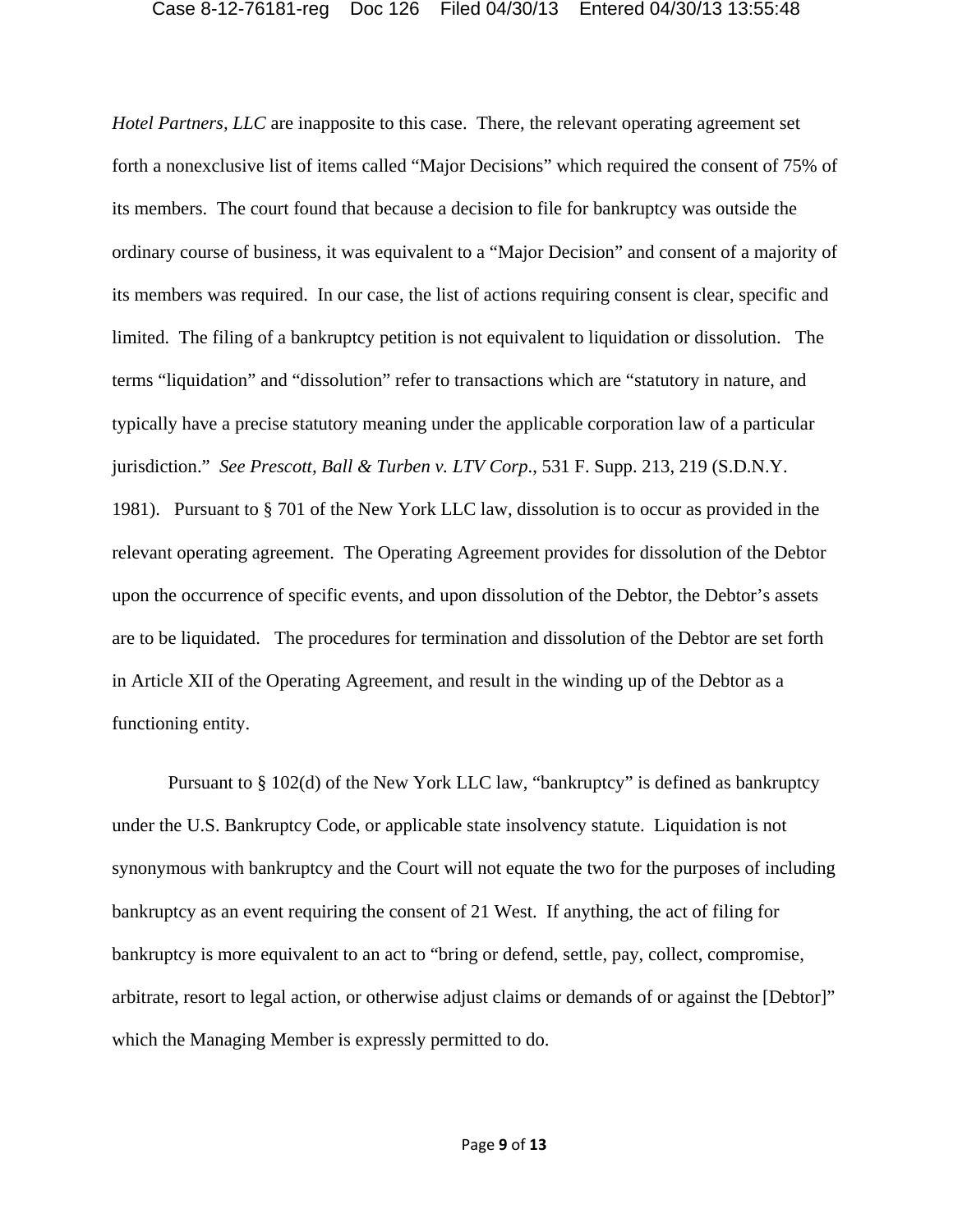*Hotel Partners, LLC* are inapposite to this case. There, the relevant operating agreement set forth a nonexclusive list of items called "Major Decisions" which required the consent of 75% of its members. The court found that because a decision to file for bankruptcy was outside the ordinary course of business, it was equivalent to a "Major Decision" and consent of a majority of its members was required. In our case, the list of actions requiring consent is clear, specific and limited. The filing of a bankruptcy petition is not equivalent to liquidation or dissolution. The terms "liquidation" and "dissolution" refer to transactions which are "statutory in nature, and typically have a precise statutory meaning under the applicable corporation law of a particular jurisdiction." *See Prescott, Ball & Turben v. LTV Corp.*, 531 F. Supp. 213, 219 (S.D.N.Y. 1981). Pursuant to § 701 of the New York LLC law, dissolution is to occur as provided in the relevant operating agreement. The Operating Agreement provides for dissolution of the Debtor upon the occurrence of specific events, and upon dissolution of the Debtor, the Debtor's assets are to be liquidated. The procedures for termination and dissolution of the Debtor are set forth in Article XII of the Operating Agreement, and result in the winding up of the Debtor as a functioning entity.

Pursuant to § 102(d) of the New York LLC law, "bankruptcy" is defined as bankruptcy under the U.S. Bankruptcy Code, or applicable state insolvency statute. Liquidation is not synonymous with bankruptcy and the Court will not equate the two for the purposes of including bankruptcy as an event requiring the consent of 21 West. If anything, the act of filing for bankruptcy is more equivalent to an act to "bring or defend, settle, pay, collect, compromise, arbitrate, resort to legal action, or otherwise adjust claims or demands of or against the [Debtor]" which the Managing Member is expressly permitted to do.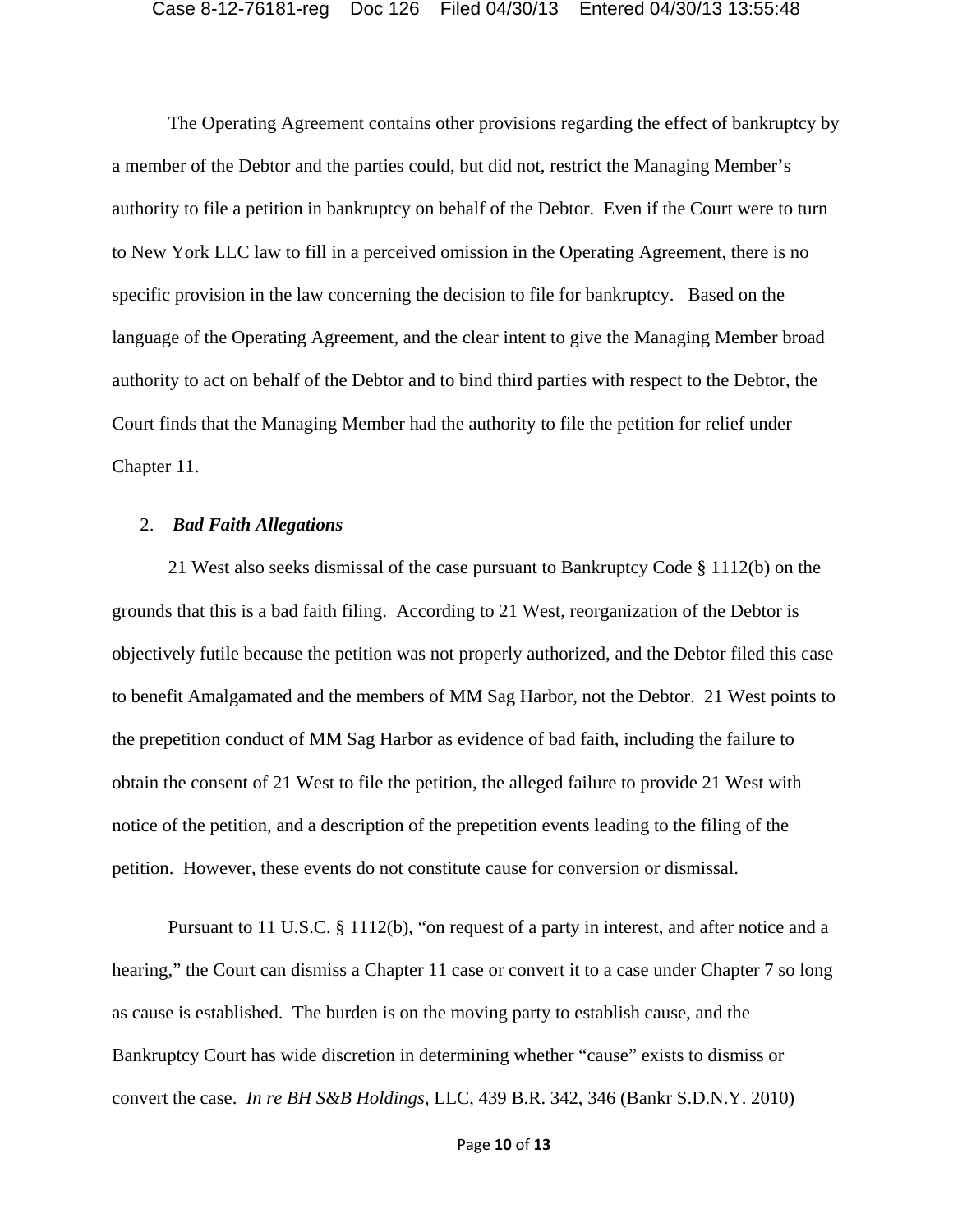The Operating Agreement contains other provisions regarding the effect of bankruptcy by a member of the Debtor and the parties could, but did not, restrict the Managing Member's authority to file a petition in bankruptcy on behalf of the Debtor. Even if the Court were to turn to New York LLC law to fill in a perceived omission in the Operating Agreement, there is no specific provision in the law concerning the decision to file for bankruptcy. Based on the language of the Operating Agreement, and the clear intent to give the Managing Member broad authority to act on behalf of the Debtor and to bind third parties with respect to the Debtor, the Court finds that the Managing Member had the authority to file the petition for relief under Chapter 11.

2. ***Bad Faith Allegations***

21 West also seeks dismissal of the case pursuant to Bankruptcy Code § 1112(b) on the grounds that this is a bad faith filing. According to 21 West, reorganization of the Debtor is objectively futile because the petition was not properly authorized, and the Debtor filed this case to benefit Amalgamated and the members of MM Sag Harbor, not the Debtor. 21 West points to the prepetition conduct of MM Sag Harbor as evidence of bad faith, including the failure to obtain the consent of 21 West to file the petition, the alleged failure to provide 21 West with notice of the petition, and a description of the prepetition events leading to the filing of the petition. However, these events do not constitute cause for conversion or dismissal.

Pursuant to 11 U.S.C. § 1112(b), "on request of a party in interest, and after notice and a hearing," the Court can dismiss a Chapter 11 case or convert it to a case under Chapter 7 so long as cause is established. The burden is on the moving party to establish cause, and the Bankruptcy Court has wide discretion in determining whether "cause" exists to dismiss or convert the case. *In re BH S&B Holdings*, LLC, 439 B.R. 342, 346 (Bankr S.D.N.Y. 2010)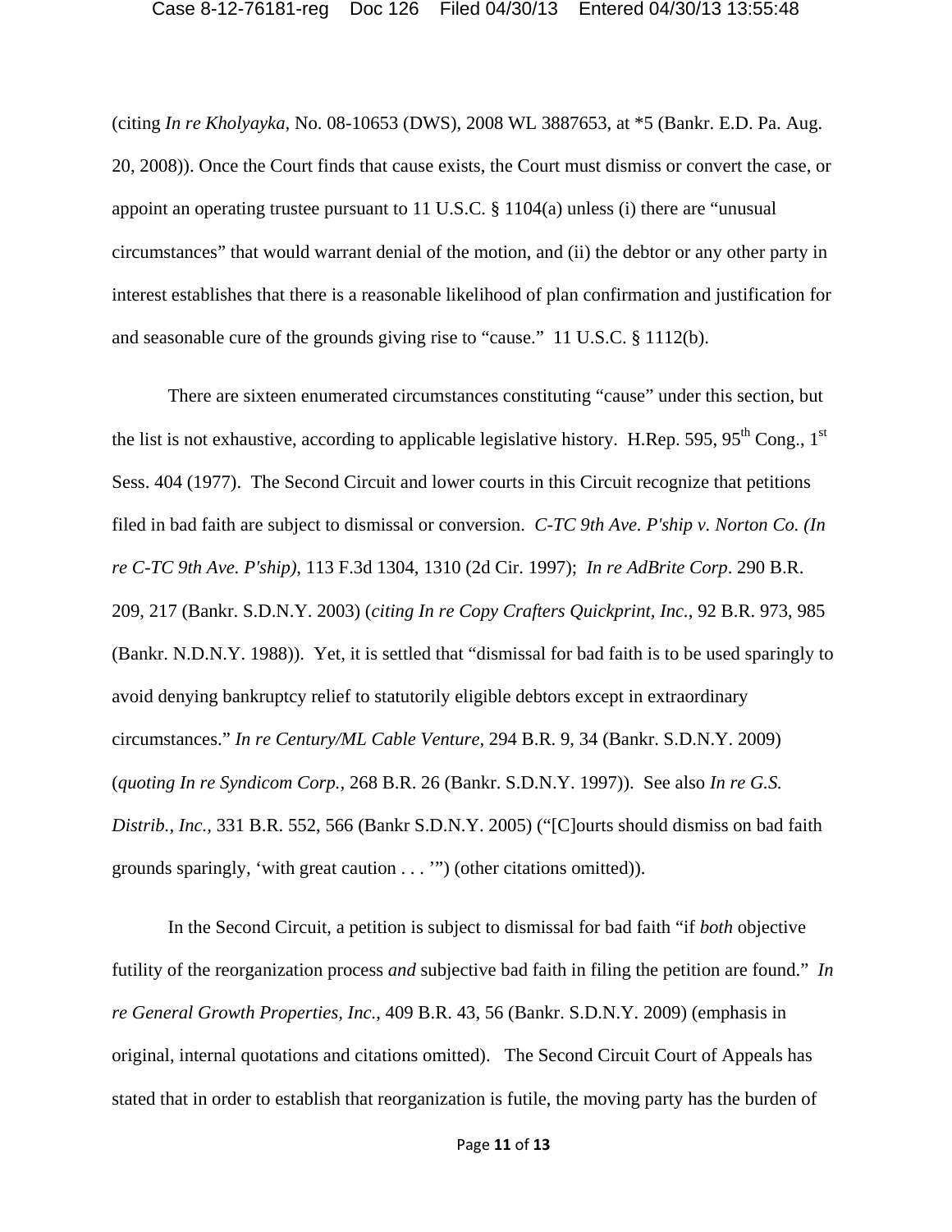(citing *In re Kholyayka*, No. 08-10653 (DWS), 2008 WL 3887653, at *5 (Bankr. E.D. Pa. Aug. 20, 2008)). Once the Court finds that cause exists, the Court must dismiss or convert the case, or appoint an operating trustee pursuant to 11 U.S.C. § 1104(a) unless (i) there are "unusual circumstances" that would warrant denial of the motion, and (ii) the debtor or any other party in interest establishes that there is a reasonable likelihood of plan confirmation and justification for and seasonable cure of the grounds giving rise to "cause." 11 U.S.C. § 1112(b).

There are sixteen enumerated circumstances constituting "cause" under this section, but the list is not exhaustive, according to applicable legislative history. H.Rep. 595, 95th Cong., 1st Sess. 404 (1977). The Second Circuit and lower courts in this Circuit recognize that petitions filed in bad faith are subject to dismissal or conversion. *C-TC 9th Ave. P'ship v. Norton Co. (In re C-TC 9th Ave. P'ship)*, 113 F.3d 1304, 1310 (2d Cir. 1997); *In re AdBrite Corp*. 290 B.R. 209, 217 (Bankr. S.D.N.Y. 2003) (*citing In re Copy Crafters Quickprint, Inc.*, 92 B.R. 973, 985 (Bankr. N.D.N.Y. 1988)). Yet, it is settled that "dismissal for bad faith is to be used sparingly to avoid denying bankruptcy relief to statutorily eligible debtors except in extraordinary circumstances." *In re Century/ML Cable Venture*, 294 B.R. 9, 34 (Bankr. S.D.N.Y. 2009) (*quoting In re Syndicom Corp.*, 268 B.R. 26 (Bankr. S.D.N.Y. 1997)). See also *In re G.S. Distrib., Inc.*, 331 B.R. 552, 566 (Bankr S.D.N.Y. 2005) ("[C]ourts should dismiss on bad faith grounds sparingly, 'with great caution . . . '") (other citations omitted)).

In the Second Circuit, a petition is subject to dismissal for bad faith "if *both* objective futility of the reorganization process *and* subjective bad faith in filing the petition are found." *In re General Growth Properties, Inc.*, 409 B.R. 43, 56 (Bankr. S.D.N.Y. 2009) (emphasis in original, internal quotations and citations omitted). The Second Circuit Court of Appeals has stated that in order to establish that reorganization is futile, the moving party has the burden of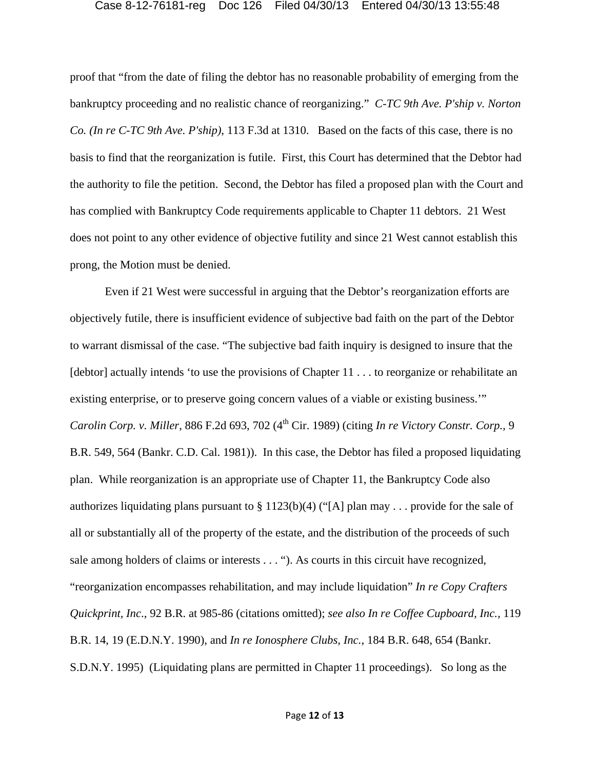proof that "from the date of filing the debtor has no reasonable probability of emerging from the bankruptcy proceeding and no realistic chance of reorganizing." *C-TC 9th Ave. P'ship v. Norton Co. (In re C-TC 9th Ave. P'ship)*, 113 F.3d at 1310. Based on the facts of this case, there is no basis to find that the reorganization is futile. First, this Court has determined that the Debtor had the authority to file the petition. Second, the Debtor has filed a proposed plan with the Court and has complied with Bankruptcy Code requirements applicable to Chapter 11 debtors. 21 West does not point to any other evidence of objective futility and since 21 West cannot establish this prong, the Motion must be denied.

Even if 21 West were successful in arguing that the Debtor's reorganization efforts are objectively futile, there is insufficient evidence of subjective bad faith on the part of the Debtor to warrant dismissal of the case. "The subjective bad faith inquiry is designed to insure that the [debtor] actually intends 'to use the provisions of Chapter 11 . . . to reorganize or rehabilitate an existing enterprise, or to preserve going concern values of a viable or existing business.'" *Carolin Corp. v. Miller*, 886 F.2d 693, 702 (4th Cir. 1989) (citing *In re Victory Constr. Corp.*, 9 B.R. 549, 564 (Bankr. C.D. Cal. 1981)). In this case, the Debtor has filed a proposed liquidating plan. While reorganization is an appropriate use of Chapter 11, the Bankruptcy Code also authorizes liquidating plans pursuant to § 1123(b)(4) ("[A] plan may . . . provide for the sale of all or substantially all of the property of the estate, and the distribution of the proceeds of such sale among holders of claims or interests . . . "). As courts in this circuit have recognized, "reorganization encompasses rehabilitation, and may include liquidation" *In re Copy Crafters Quickprint, Inc*., 92 B.R. at 985-86 (citations omitted); *see also In re Coffee Cupboard, Inc.*, 119 B.R. 14, 19 (E.D.N.Y. 1990), and *In re Ionosphere Clubs, Inc.*, 184 B.R. 648, 654 (Bankr. S.D.N.Y. 1995) (Liquidating plans are permitted in Chapter 11 proceedings). So long as the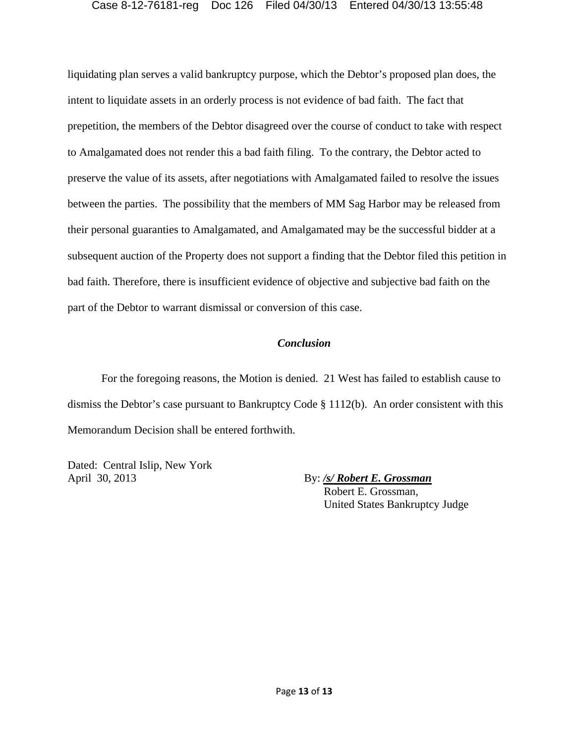liquidating plan serves a valid bankruptcy purpose, which the Debtor's proposed plan does, the intent to liquidate assets in an orderly process is not evidence of bad faith. The fact that prepetition, the members of the Debtor disagreed over the course of conduct to take with respect to Amalgamated does not render this a bad faith filing. To the contrary, the Debtor acted to preserve the value of its assets, after negotiations with Amalgamated failed to resolve the issues between the parties. The possibility that the members of MM Sag Harbor may be released from their personal guaranties to Amalgamated, and Amalgamated may be the successful bidder at a subsequent auction of the Property does not support a finding that the Debtor filed this petition in bad faith. Therefore, there is insufficient evidence of objective and subjective bad faith on the part of the Debtor to warrant dismissal or conversion of this case.

## ***Conclusion***

For the foregoing reasons, the Motion is denied. 21 West has failed to establish cause to dismiss the Debtor's case pursuant to Bankruptcy Code § 1112(b). An order consistent with this Memorandum Decision shall be entered forthwith.

Dated: Central Islip, New York
April 30, 2013

By: ***/s/ Robert E. Grossman***
Robert E. Grossman,
United States Bankruptcy Judge